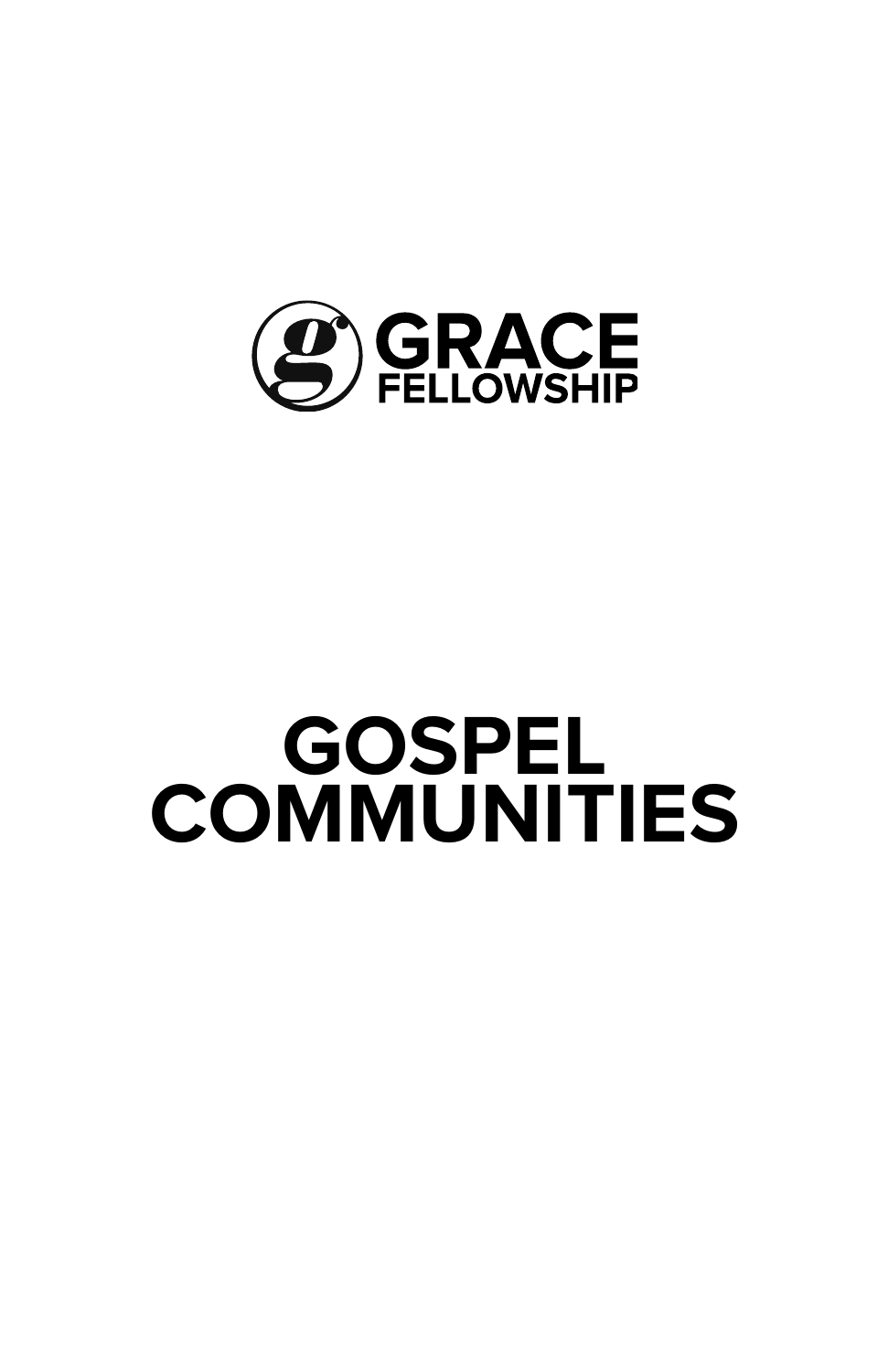GRACE FELLOWSHIP

# GOSPEL COMMUNITIES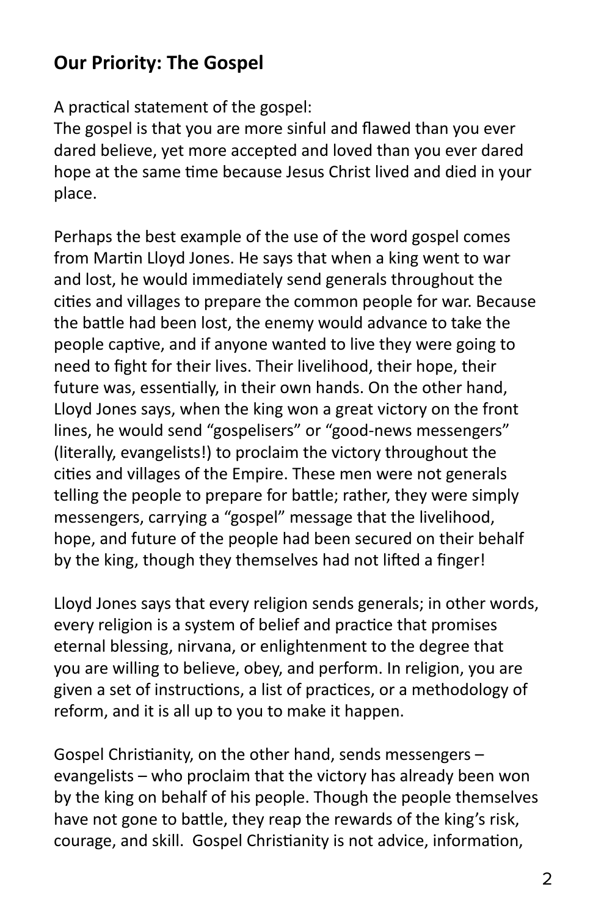## Our Priority: The Gospel

A practical statement of the gospel:
The gospel is that you are more sinful and flawed than you ever dared believe, yet more accepted and loved than you ever dared hope at the same time because Jesus Christ lived and died in your place.

Perhaps the best example of the use of the word gospel comes from Martin Lloyd Jones. He says that when a king went to war and lost, he would immediately send generals throughout the cities and villages to prepare the common people for war. Because the battle had been lost, the enemy would advance to take the people captive, and if anyone wanted to live they were going to need to fight for their lives. Their livelihood, their hope, their future was, essentially, in their own hands. On the other hand, Lloyd Jones says, when the king won a great victory on the front lines, he would send "gospelisers" or "good-news messengers" (literally, evangelists!) to proclaim the victory throughout the cities and villages of the Empire. These men were not generals telling the people to prepare for battle; rather, they were simply messengers, carrying a "gospel" message that the livelihood, hope, and future of the people had been secured on their behalf by the king, though they themselves had not lifted a finger!

Lloyd Jones says that every religion sends generals; in other words, every religion is a system of belief and practice that promises eternal blessing, nirvana, or enlightenment to the degree that you are willing to believe, obey, and perform. In religion, you are given a set of instructions, a list of practices, or a methodology of reform, and it is all up to you to make it happen.

Gospel Christianity, on the other hand, sends messengers – evangelists – who proclaim that the victory has already been won by the king on behalf of his people. Though the people themselves have not gone to battle, they reap the rewards of the king's risk, courage, and skill. Gospel Christianity is not advice, information,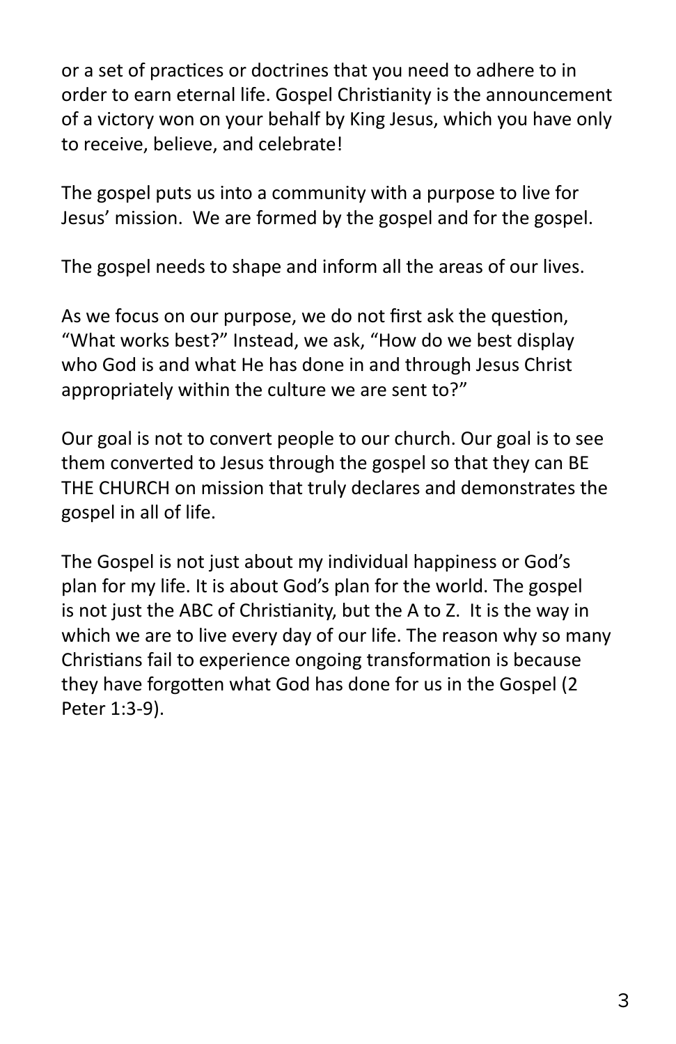or a set of practices or doctrines that you need to adhere to in order to earn eternal life. Gospel Christianity is the announcement of a victory won on your behalf by King Jesus, which you have only to receive, believe, and celebrate!

The gospel puts us into a community with a purpose to live for Jesus' mission. We are formed by the gospel and for the gospel.

The gospel needs to shape and inform all the areas of our lives.

As we focus on our purpose, we do not first ask the question, "What works best?" Instead, we ask, "How do we best display who God is and what He has done in and through Jesus Christ appropriately within the culture we are sent to?"

Our goal is not to convert people to our church. Our goal is to see them converted to Jesus through the gospel so that they can BE THE CHURCH on mission that truly declares and demonstrates the gospel in all of life.

The Gospel is not just about my individual happiness or God's plan for my life. It is about God's plan for the world. The gospel is not just the ABC of Christianity, but the A to Z. It is the way in which we are to live every day of our life. The reason why so many Christians fail to experience ongoing transformation is because they have forgotten what God has done for us in the Gospel (2 Peter 1:3-9).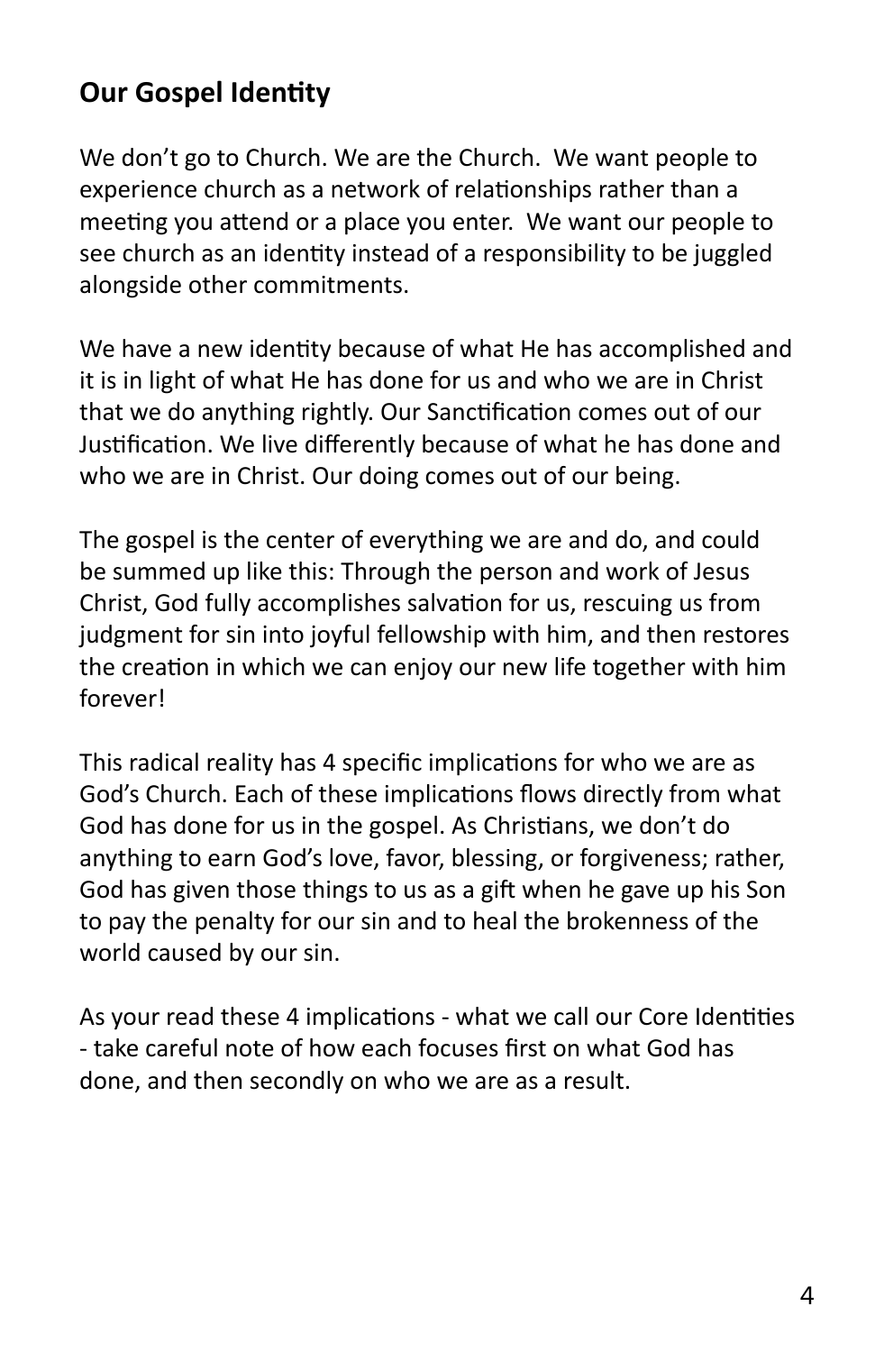## Our Gospel Identity

We don't go to Church. We are the Church. We want people to experience church as a network of relationships rather than a meeting you attend or a place you enter. We want our people to see church as an identity instead of a responsibility to be juggled alongside other commitments.

We have a new identity because of what He has accomplished and it is in light of what He has done for us and who we are in Christ that we do anything rightly. Our Sanctification comes out of our Justification. We live differently because of what he has done and who we are in Christ. Our doing comes out of our being.

The gospel is the center of everything we are and do, and could be summed up like this: Through the person and work of Jesus Christ, God fully accomplishes salvation for us, rescuing us from judgment for sin into joyful fellowship with him, and then restores the creation in which we can enjoy our new life together with him forever!

This radical reality has 4 specific implications for who we are as God's Church. Each of these implications flows directly from what God has done for us in the gospel. As Christians, we don't do anything to earn God's love, favor, blessing, or forgiveness; rather, God has given those things to us as a gift when he gave up his Son to pay the penalty for our sin and to heal the brokenness of the world caused by our sin.

As your read these 4 implications - what we call our Core Identities - take careful note of how each focuses first on what God has done, and then secondly on who we are as a result.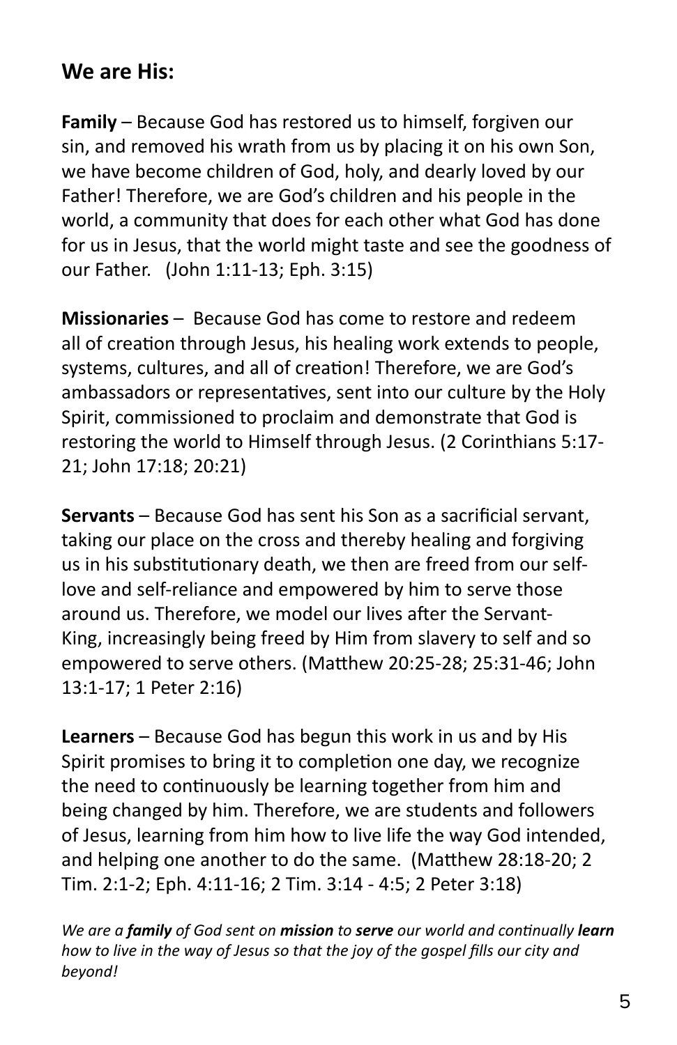## We are His:

**Family** – Because God has restored us to himself, forgiven our sin, and removed his wrath from us by placing it on his own Son, we have become children of God, holy, and dearly loved by our Father! Therefore, we are God's children and his people in the world, a community that does for each other what God has done for us in Jesus, that the world might taste and see the goodness of our Father. (John 1:11-13; Eph. 3:15)

**Missionaries** – Because God has come to restore and redeem all of creation through Jesus, his healing work extends to people, systems, cultures, and all of creation! Therefore, we are God's ambassadors or representatives, sent into our culture by the Holy Spirit, commissioned to proclaim and demonstrate that God is restoring the world to Himself through Jesus. (2 Corinthians 5:17-21; John 17:18; 20:21)

**Servants** – Because God has sent his Son as a sacrificial servant, taking our place on the cross and thereby healing and forgiving us in his substitutionary death, we then are freed from our self-love and self-reliance and empowered by him to serve those around us. Therefore, we model our lives after the Servant-King, increasingly being freed by Him from slavery to self and so empowered to serve others. (Matthew 20:25-28; 25:31-46; John 13:1-17; 1 Peter 2:16)

**Learners** – Because God has begun this work in us and by His Spirit promises to bring it to completion one day, we recognize the need to continuously be learning together from him and being changed by him. Therefore, we are students and followers of Jesus, learning from him how to live life the way God intended, and helping one another to do the same. (Matthew 28:18-20; 2 Tim. 2:1-2; Eph. 4:11-16; 2 Tim. 3:14 - 4:5; 2 Peter 3:18)

*We are a **family** of God sent on **mission** to **serve** our world and continually **learn** how to live in the way of Jesus so that the joy of the gospel fills our city and beyond!*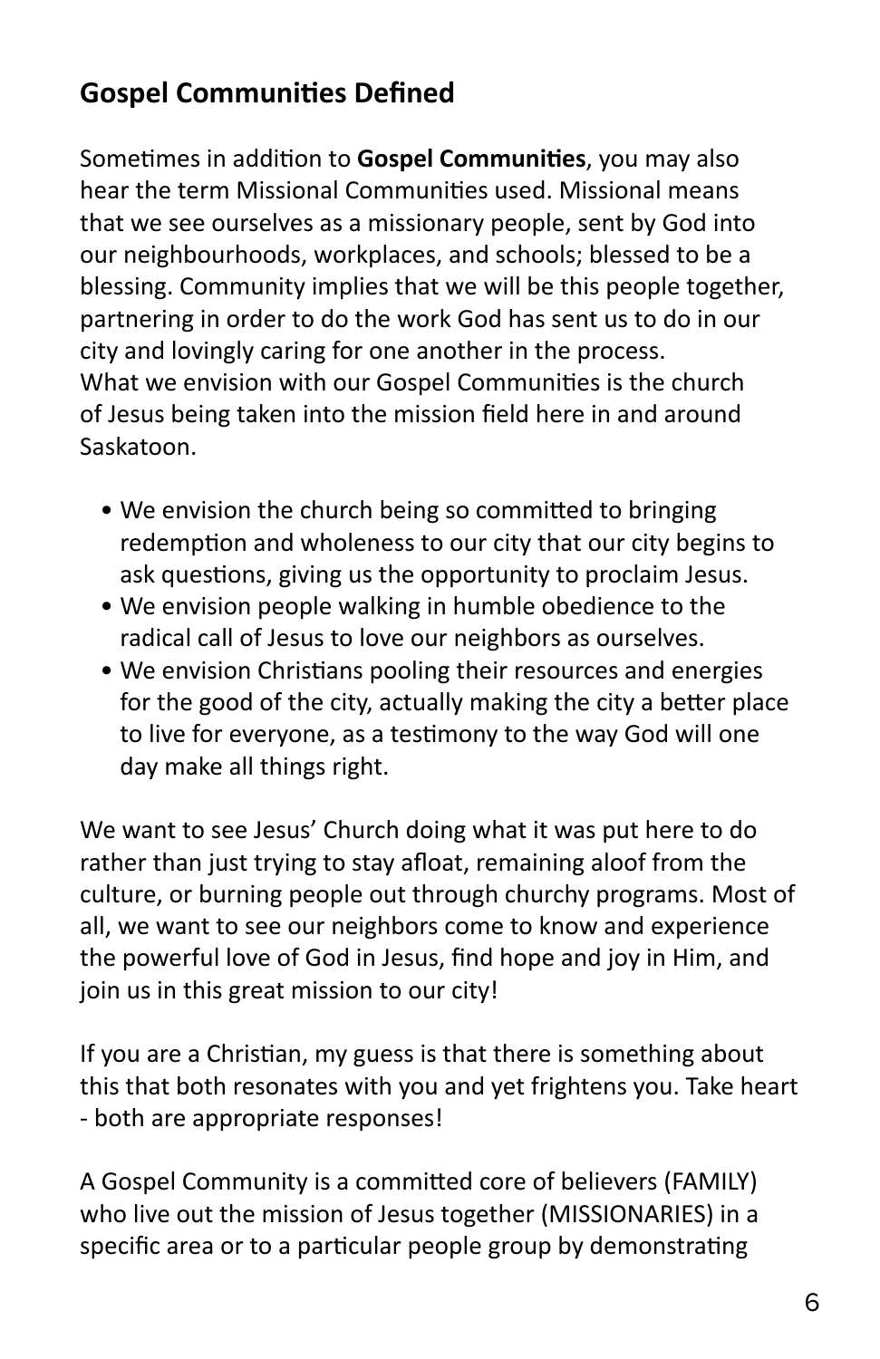## Gospel Communities Defined

Sometimes in addition to **Gospel Communities**, you may also hear the term Missional Communities used. Missional means that we see ourselves as a missionary people, sent by God into our neighbourhoods, workplaces, and schools; blessed to be a blessing. Community implies that we will be this people together, partnering in order to do the work God has sent us to do in our city and lovingly caring for one another in the process.
What we envision with our Gospel Communities is the church of Jesus being taken into the mission field here in and around Saskatoon.

- We envision the church being so committed to bringing redemption and wholeness to our city that our city begins to ask questions, giving us the opportunity to proclaim Jesus.
- We envision people walking in humble obedience to the radical call of Jesus to love our neighbors as ourselves.
- We envision Christians pooling their resources and energies for the good of the city, actually making the city a better place to live for everyone, as a testimony to the way God will one day make all things right.

We want to see Jesus' Church doing what it was put here to do rather than just trying to stay afloat, remaining aloof from the culture, or burning people out through churchy programs. Most of all, we want to see our neighbors come to know and experience the powerful love of God in Jesus, find hope and joy in Him, and join us in this great mission to our city!

If you are a Christian, my guess is that there is something about this that both resonates with you and yet frightens you. Take heart - both are appropriate responses!

A Gospel Community is a committed core of believers (FAMILY) who live out the mission of Jesus together (MISSIONARIES) in a specific area or to a particular people group by demonstrating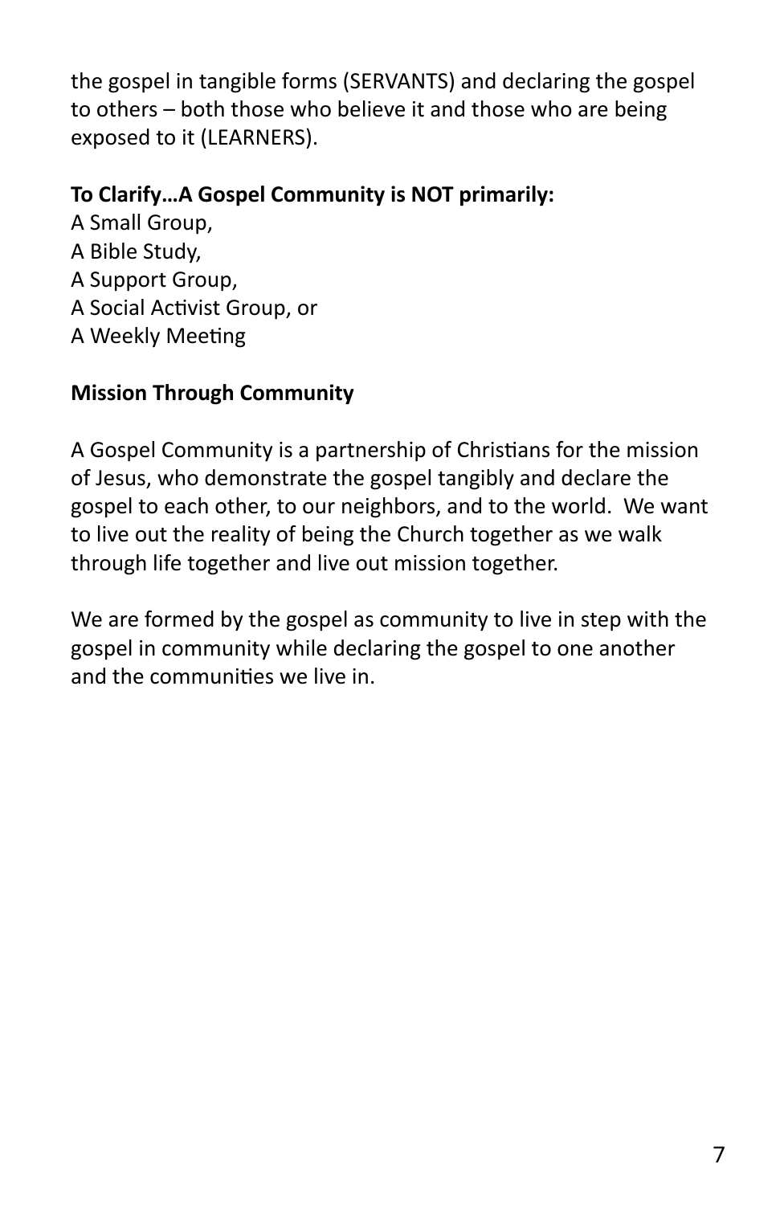the gospel in tangible forms (SERVANTS) and declaring the gospel to others – both those who believe it and those who are being exposed to it (LEARNERS).

**To Clarify…A Gospel Community is NOT primarily:**
A Small Group,
A Bible Study,
A Support Group,
A Social Activist Group, or
A Weekly Meeting

**Mission Through Community**

A Gospel Community is a partnership of Christians for the mission of Jesus, who demonstrate the gospel tangibly and declare the gospel to each other, to our neighbors, and to the world. We want to live out the reality of being the Church together as we walk through life together and live out mission together.

We are formed by the gospel as community to live in step with the gospel in community while declaring the gospel to one another and the communities we live in.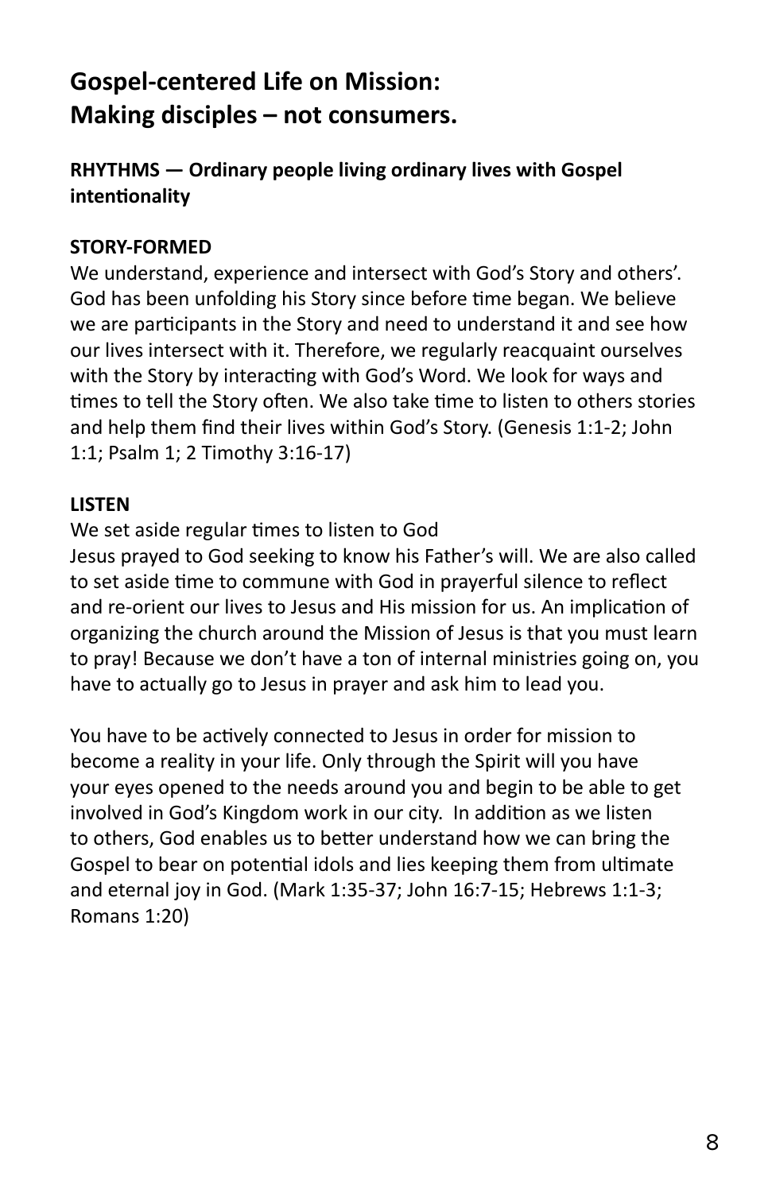# Gospel-centered Life on Mission: Making disciples – not consumers.

**RHYTHMS — Ordinary people living ordinary lives with Gospel intentionality**

**STORY-FORMED**

We understand, experience and intersect with God's Story and others'. God has been unfolding his Story since before time began. We believe we are participants in the Story and need to understand it and see how our lives intersect with it. Therefore, we regularly reacquaint ourselves with the Story by interacting with God's Word. We look for ways and times to tell the Story often. We also take time to listen to others stories and help them find their lives within God's Story. (Genesis 1:1-2; John 1:1; Psalm 1; 2 Timothy 3:16-17)

**LISTEN**

We set aside regular times to listen to God
Jesus prayed to God seeking to know his Father's will. We are also called to set aside time to commune with God in prayerful silence to reflect and re-orient our lives to Jesus and His mission for us. An implication of organizing the church around the Mission of Jesus is that you must learn to pray! Because we don't have a ton of internal ministries going on, you have to actually go to Jesus in prayer and ask him to lead you.

You have to be actively connected to Jesus in order for mission to become a reality in your life. Only through the Spirit will you have your eyes opened to the needs around you and begin to be able to get involved in God's Kingdom work in our city. In addition as we listen to others, God enables us to better understand how we can bring the Gospel to bear on potential idols and lies keeping them from ultimate and eternal joy in God. (Mark 1:35-37; John 16:7-15; Hebrews 1:1-3; Romans 1:20)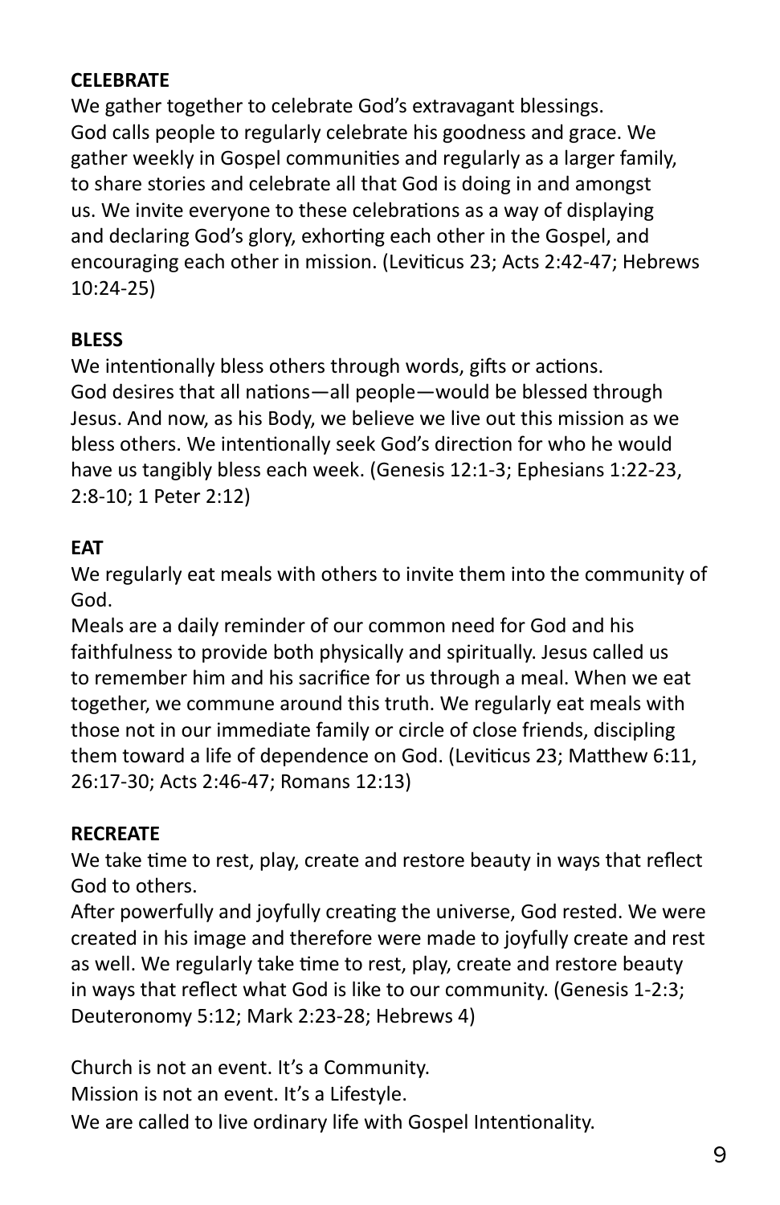**CELEBRATE**

We gather together to celebrate God's extravagant blessings.
God calls people to regularly celebrate his goodness and grace. We gather weekly in Gospel communities and regularly as a larger family, to share stories and celebrate all that God is doing in and amongst us. We invite everyone to these celebrations as a way of displaying and declaring God's glory, exhorting each other in the Gospel, and encouraging each other in mission. (Leviticus 23; Acts 2:42-47; Hebrews 10:24-25)

**BLESS**

We intentionally bless others through words, gifts or actions.
God desires that all nations—all people—would be blessed through Jesus. And now, as his Body, we believe we live out this mission as we bless others. We intentionally seek God's direction for who he would have us tangibly bless each week. (Genesis 12:1-3; Ephesians 1:22-23, 2:8-10; 1 Peter 2:12)

**EAT**

We regularly eat meals with others to invite them into the community of God.
Meals are a daily reminder of our common need for God and his faithfulness to provide both physically and spiritually. Jesus called us to remember him and his sacrifice for us through a meal. When we eat together, we commune around this truth. We regularly eat meals with those not in our immediate family or circle of close friends, discipling them toward a life of dependence on God. (Leviticus 23; Matthew 6:11, 26:17-30; Acts 2:46-47; Romans 12:13)

**RECREATE**

We take time to rest, play, create and restore beauty in ways that reflect God to others.
After powerfully and joyfully creating the universe, God rested. We were created in his image and therefore were made to joyfully create and rest as well. We regularly take time to rest, play, create and restore beauty in ways that reflect what God is like to our community. (Genesis 1-2:3; Deuteronomy 5:12; Mark 2:23-28; Hebrews 4)

Church is not an event. It's a Community.
Mission is not an event. It's a Lifestyle.
We are called to live ordinary life with Gospel Intentionality.